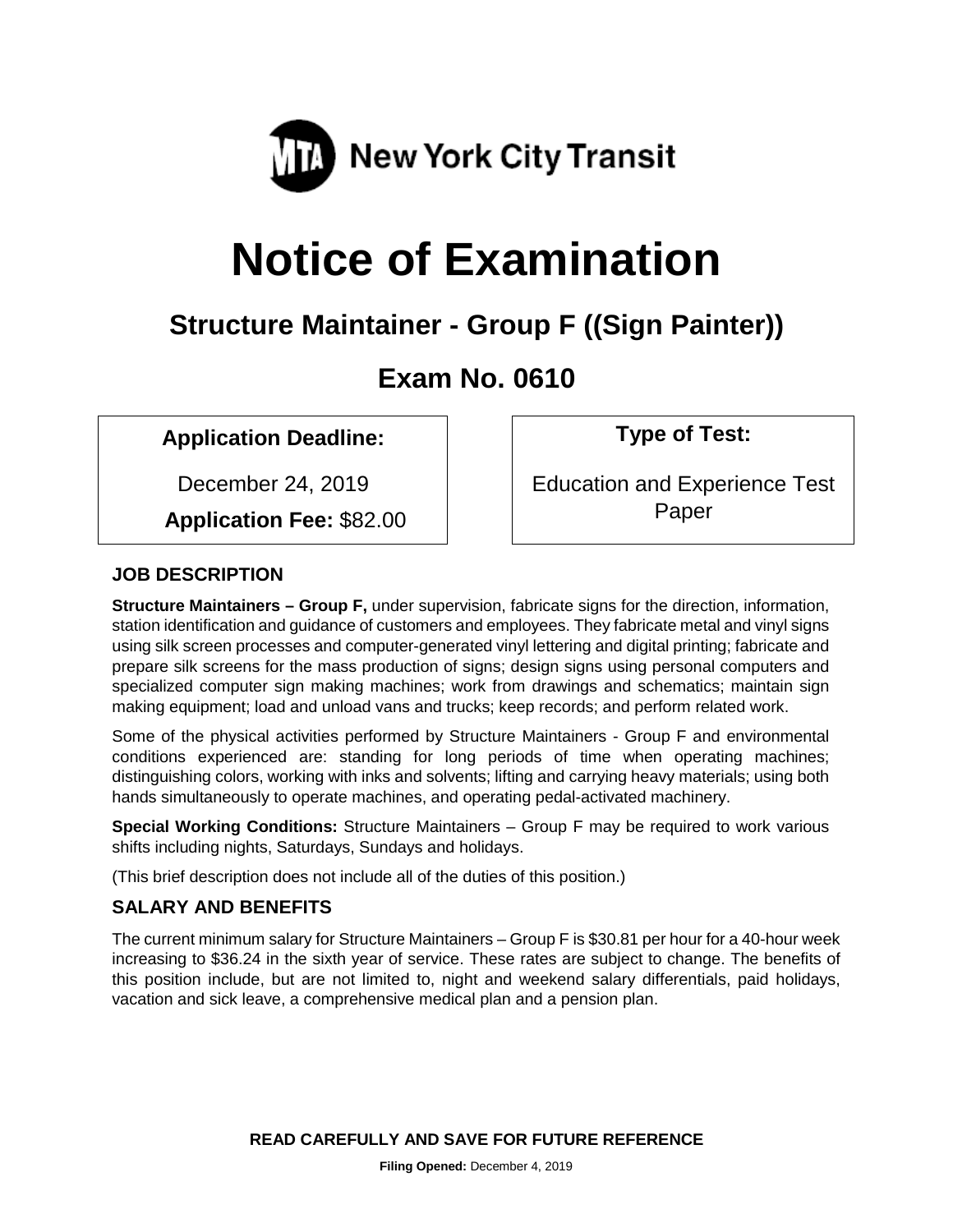MTA New York City Transit

# Notice of Examination

## Structure Maintainer - Group F ((Sign Painter))

## Exam No. 0610

| **Application Deadline:** | **Type of Test:** |
| --- | --- |
| December 24, 2019 | Education and Experience Test Paper |
| **Application Fee:** $82.00 | |

### JOB DESCRIPTION

**Structure Maintainers – Group F,** under supervision, fabricate signs for the direction, information, station identification and guidance of customers and employees. They fabricate metal and vinyl signs using silk screen processes and computer-generated vinyl lettering and digital printing; fabricate and prepare silk screens for the mass production of signs; design signs using personal computers and specialized computer sign making machines; work from drawings and schematics; maintain sign making equipment; load and unload vans and trucks; keep records; and perform related work.

Some of the physical activities performed by Structure Maintainers - Group F and environmental conditions experienced are: standing for long periods of time when operating machines; distinguishing colors, working with inks and solvents; lifting and carrying heavy materials; using both hands simultaneously to operate machines, and operating pedal-activated machinery.

**Special Working Conditions:** Structure Maintainers – Group F may be required to work various shifts including nights, Saturdays, Sundays and holidays.

(This brief description does not include all of the duties of this position.)

### SALARY AND BENEFITS

The current minimum salary for Structure Maintainers – Group F is $30.81 per hour for a 40-hour week increasing to $36.24 in the sixth year of service. These rates are subject to change. The benefits of this position include, but are not limited to, night and weekend salary differentials, paid holidays, vacation and sick leave, a comprehensive medical plan and a pension plan.

**READ CAREFULLY AND SAVE FOR FUTURE REFERENCE**

**Filing Opened:** December 4, 2019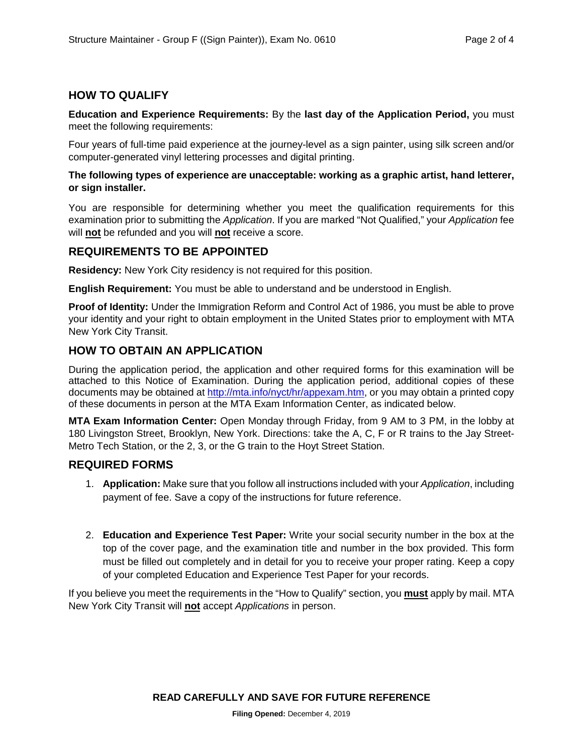## HOW TO QUALIFY

**Education and Experience Requirements:** By the **last day of the Application Period,** you must meet the following requirements:

Four years of full-time paid experience at the journey-level as a sign painter, using silk screen and/or computer-generated vinyl lettering processes and digital printing.

**The following types of experience are unacceptable: working as a graphic artist, hand letterer, or sign installer.**

You are responsible for determining whether you meet the qualification requirements for this examination prior to submitting the *Application*. If you are marked "Not Qualified," your *Application* fee will **not** be refunded and you will **not** receive a score.

## REQUIREMENTS TO BE APPOINTED

**Residency:** New York City residency is not required for this position.

**English Requirement:** You must be able to understand and be understood in English.

**Proof of Identity:** Under the Immigration Reform and Control Act of 1986, you must be able to prove your identity and your right to obtain employment in the United States prior to employment with MTA New York City Transit.

## HOW TO OBTAIN AN APPLICATION

During the application period, the application and other required forms for this examination will be attached to this Notice of Examination. During the application period, additional copies of these documents may be obtained at http://mta.info/nyct/hr/appexam.htm, or you may obtain a printed copy of these documents in person at the MTA Exam Information Center, as indicated below.

**MTA Exam Information Center:** Open Monday through Friday, from 9 AM to 3 PM, in the lobby at 180 Livingston Street, Brooklyn, New York. Directions: take the A, C, F or R trains to the Jay Street-Metro Tech Station, or the 2, 3, or the G train to the Hoyt Street Station.

## REQUIRED FORMS

1. **Application:** Make sure that you follow all instructions included with your *Application*, including payment of fee. Save a copy of the instructions for future reference.

2. **Education and Experience Test Paper:** Write your social security number in the box at the top of the cover page, and the examination title and number in the box provided. This form must be filled out completely and in detail for you to receive your proper rating. Keep a copy of your completed Education and Experience Test Paper for your records.

If you believe you meet the requirements in the "How to Qualify" section, you **must** apply by mail. MTA New York City Transit will **not** accept *Applications* in person.

**READ CAREFULLY AND SAVE FOR FUTURE REFERENCE**

**Filing Opened:** December 4, 2019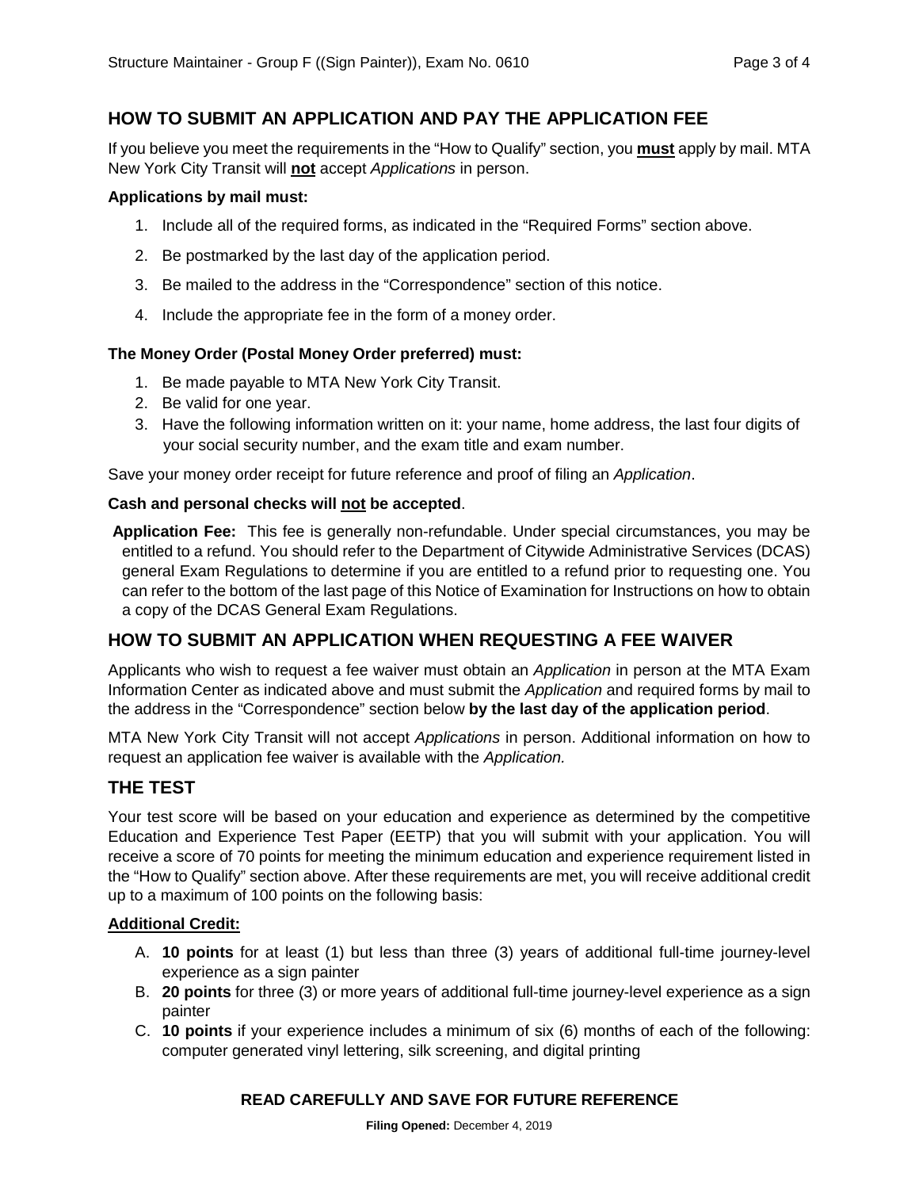## HOW TO SUBMIT AN APPLICATION AND PAY THE APPLICATION FEE

If you believe you meet the requirements in the "How to Qualify" section, you **must** apply by mail. MTA New York City Transit will **not** accept *Applications* in person.

**Applications by mail must:**

1. Include all of the required forms, as indicated in the "Required Forms" section above.
2. Be postmarked by the last day of the application period.
3. Be mailed to the address in the "Correspondence" section of this notice.
4. Include the appropriate fee in the form of a money order.

**The Money Order (Postal Money Order preferred) must:**

1. Be made payable to MTA New York City Transit.
2. Be valid for one year.
3. Have the following information written on it: your name, home address, the last four digits of your social security number, and the exam title and exam number.

Save your money order receipt for future reference and proof of filing an *Application*.

**Cash and personal checks will not be accepted**.

**Application Fee:** This fee is generally non-refundable. Under special circumstances, you may be entitled to a refund. You should refer to the Department of Citywide Administrative Services (DCAS) general Exam Regulations to determine if you are entitled to a refund prior to requesting one. You can refer to the bottom of the last page of this Notice of Examination for Instructions on how to obtain a copy of the DCAS General Exam Regulations.

## HOW TO SUBMIT AN APPLICATION WHEN REQUESTING A FEE WAIVER

Applicants who wish to request a fee waiver must obtain an *Application* in person at the MTA Exam Information Center as indicated above and must submit the *Application* and required forms by mail to the address in the "Correspondence" section below **by the last day of the application period**.

MTA New York City Transit will not accept *Applications* in person. Additional information on how to request an application fee waiver is available with the *Application.*

## THE TEST

Your test score will be based on your education and experience as determined by the competitive Education and Experience Test Paper (EETP) that you will submit with your application. You will receive a score of 70 points for meeting the minimum education and experience requirement listed in the "How to Qualify" section above. After these requirements are met, you will receive additional credit up to a maximum of 100 points on the following basis:

**Additional Credit:**

A. **10 points** for at least (1) but less than three (3) years of additional full-time journey-level experience as a sign painter
B. **20 points** for three (3) or more years of additional full-time journey-level experience as a sign painter
C. **10 points** if your experience includes a minimum of six (6) months of each of the following: computer generated vinyl lettering, silk screening, and digital printing

**READ CAREFULLY AND SAVE FOR FUTURE REFERENCE**

**Filing Opened:** December 4, 2019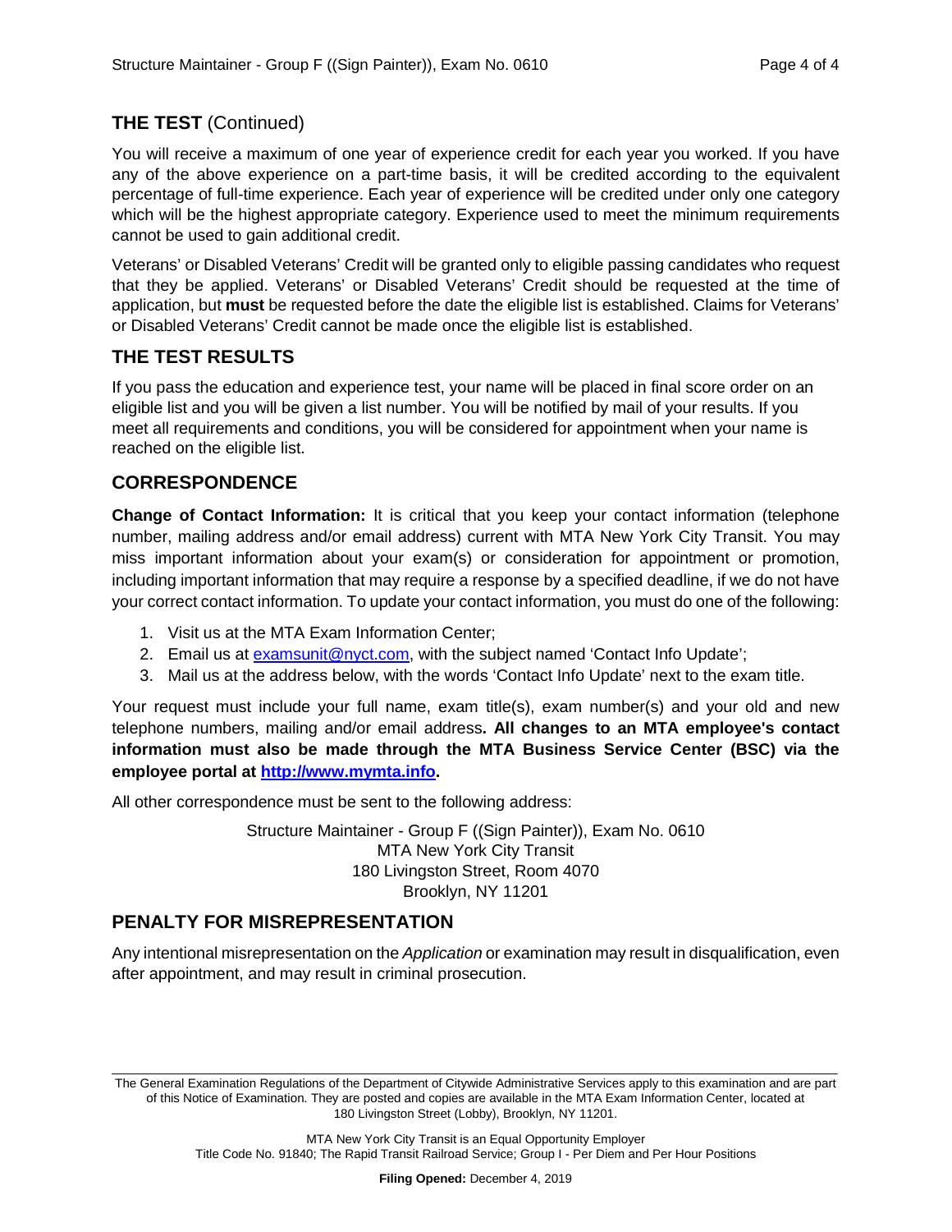## THE TEST (Continued)

You will receive a maximum of one year of experience credit for each year you worked. If you have any of the above experience on a part-time basis, it will be credited according to the equivalent percentage of full-time experience. Each year of experience will be credited under only one category which will be the highest appropriate category. Experience used to meet the minimum requirements cannot be used to gain additional credit.

Veterans' or Disabled Veterans' Credit will be granted only to eligible passing candidates who request that they be applied. Veterans' or Disabled Veterans' Credit should be requested at the time of application, but **must** be requested before the date the eligible list is established. Claims for Veterans' or Disabled Veterans' Credit cannot be made once the eligible list is established.

## THE TEST RESULTS

If you pass the education and experience test, your name will be placed in final score order on an eligible list and you will be given a list number. You will be notified by mail of your results. If you meet all requirements and conditions, you will be considered for appointment when your name is reached on the eligible list.

## CORRESPONDENCE

**Change of Contact Information:** It is critical that you keep your contact information (telephone number, mailing address and/or email address) current with MTA New York City Transit. You may miss important information about your exam(s) or consideration for appointment or promotion, including important information that may require a response by a specified deadline, if we do not have your correct contact information. To update your contact information, you must do one of the following:

1. Visit us at the MTA Exam Information Center;
2. Email us at examsunit@nyct.com, with the subject named 'Contact Info Update';
3. Mail us at the address below, with the words 'Contact Info Update' next to the exam title.

Your request must include your full name, exam title(s), exam number(s) and your old and new telephone numbers, mailing and/or email address**. All changes to an MTA employee's contact information must also be made through the MTA Business Service Center (BSC) via the employee portal at http://www.mymta.info.**

All other correspondence must be sent to the following address:

Structure Maintainer - Group F ((Sign Painter)), Exam No. 0610
MTA New York City Transit
180 Livingston Street, Room 4070
Brooklyn, NY 11201

## PENALTY FOR MISREPRESENTATION

Any intentional misrepresentation on the *Application* or examination may result in disqualification, even after appointment, and may result in criminal prosecution.

---

The General Examination Regulations of the Department of Citywide Administrative Services apply to this examination and are part of this Notice of Examination. They are posted and copies are available in the MTA Exam Information Center, located at 180 Livingston Street (Lobby), Brooklyn, NY 11201.

MTA New York City Transit is an Equal Opportunity Employer
Title Code No. 91840; The Rapid Transit Railroad Service; Group I - Per Diem and Per Hour Positions

**Filing Opened:** December 4, 2019